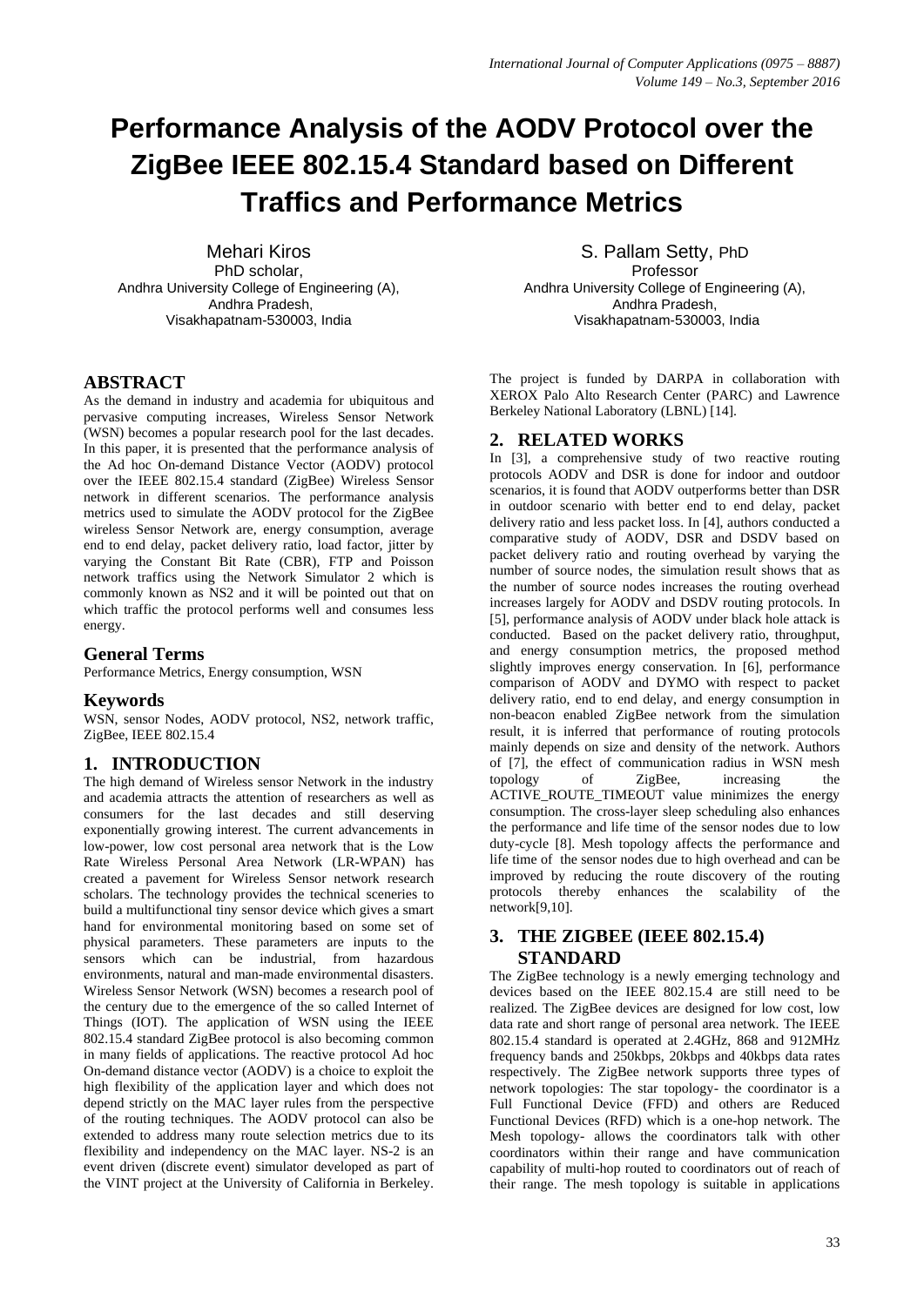# Performance Analysis of the AODV Protocol over the ZigBee IEEE 802.15.4 Standard based on Different Traffics and Performance Metrics

Mehari Kiros
PhD scholar,
Andhra University College of Engineering (A),
Andhra Pradesh,
Visakhapatnam-530003, India

S. Pallam Setty, PhD
Professor
Andhra University College of Engineering (A),
Andhra Pradesh,
Visakhapatnam-530003, India

## ABSTRACT

As the demand in industry and academia for ubiquitous and pervasive computing increases, Wireless Sensor Network (WSN) becomes a popular research pool for the last decades. In this paper, it is presented that the performance analysis of the Ad hoc On-demand Distance Vector (AODV) protocol over the IEEE 802.15.4 standard (ZigBee) Wireless Sensor network in different scenarios. The performance analysis metrics used to simulate the AODV protocol for the ZigBee wireless Sensor Network are, energy consumption, average end to end delay, packet delivery ratio, load factor, jitter by varying the Constant Bit Rate (CBR), FTP and Poisson network traffics using the Network Simulator 2 which is commonly known as NS2 and it will be pointed out that on which traffic the protocol performs well and consumes less energy.

### General Terms

Performance Metrics, Energy consumption, WSN

### Keywords

WSN, sensor Nodes, AODV protocol, NS2, network traffic, ZigBee, IEEE 802.15.4

## 1. INTRODUCTION

The high demand of Wireless sensor Network in the industry and academia attracts the attention of researchers as well as consumers for the last decades and still deserving exponentially growing interest. The current advancements in low-power, low cost personal area network that is the Low Rate Wireless Personal Area Network (LR-WPAN) has created a pavement for Wireless Sensor network research scholars. The technology provides the technical sceneries to build a multifunctional tiny sensor device which gives a smart hand for environmental monitoring based on some set of physical parameters. These parameters are inputs to the sensors which can be industrial, from hazardous environments, natural and man-made environmental disasters. Wireless Sensor Network (WSN) becomes a research pool of the century due to the emergence of the so called Internet of Things (IOT). The application of WSN using the IEEE 802.15.4 standard ZigBee protocol is also becoming common in many fields of applications. The reactive protocol Ad hoc On-demand distance vector (AODV) is a choice to exploit the high flexibility of the application layer and which does not depend strictly on the MAC layer rules from the perspective of the routing techniques. The AODV protocol can also be extended to address many route selection metrics due to its flexibility and independency on the MAC layer. NS-2 is an event driven (discrete event) simulator developed as part of the VINT project at the University of California in Berkeley. The project is funded by DARPA in collaboration with XEROX Palo Alto Research Center (PARC) and Lawrence Berkeley National Laboratory (LBNL) [14].

## 2. RELATED WORKS

In [3], a comprehensive study of two reactive routing protocols AODV and DSR is done for indoor and outdoor scenarios, it is found that AODV outperforms better than DSR in outdoor scenario with better end to end delay, packet delivery ratio and less packet loss. In [4], authors conducted a comparative study of AODV, DSR and DSDV based on packet delivery ratio and routing overhead by varying the number of source nodes, the simulation result shows that as the number of source nodes increases the routing overhead increases largely for AODV and DSDV routing protocols. In [5], performance analysis of AODV under black hole attack is conducted. Based on the packet delivery ratio, throughput, and energy consumption metrics, the proposed method slightly improves energy conservation. In [6], performance comparison of AODV and DYMO with respect to packet delivery ratio, end to end delay, and energy consumption in non-beacon enabled ZigBee network from the simulation result, it is inferred that performance of routing protocols mainly depends on size and density of the network. Authors of [7], the effect of communication radius in WSN mesh topology of ZigBee, increasing the ACTIVE_ROUTE_TIMEOUT value minimizes the energy consumption. The cross-layer sleep scheduling also enhances the performance and life time of the sensor nodes due to low duty-cycle [8]. Mesh topology affects the performance and life time of the sensor nodes due to high overhead and can be improved by reducing the route discovery of the routing protocols thereby enhances the scalability of the network[9,10].

## 3. THE ZIGBEE (IEEE 802.15.4) STANDARD

The ZigBee technology is a newly emerging technology and devices based on the IEEE 802.15.4 are still need to be realized. The ZigBee devices are designed for low cost, low data rate and short range of personal area network. The IEEE 802.15.4 standard is operated at 2.4GHz, 868 and 912MHz frequency bands and 250kbps, 20kbps and 40kbps data rates respectively. The ZigBee network supports three types of network topologies: The star topology- the coordinator is a Full Functional Device (FFD) and others are Reduced Functional Devices (RFD) which is a one-hop network. The Mesh topology- allows the coordinators talk with other coordinators within their range and have communication capability of multi-hop routed to coordinators out of reach of their range. The mesh topology is suitable in applications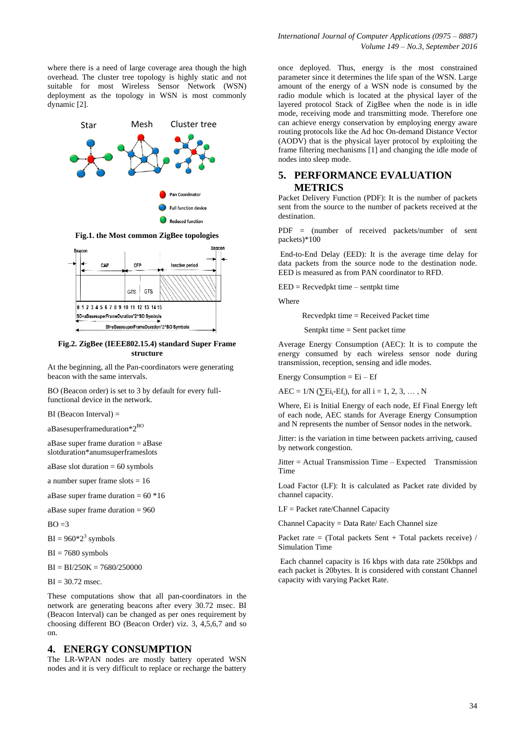where there is a need of large coverage area though the high overhead. The cluster tree topology is highly static and not suitable for most Wireless Sensor Network (WSN) deployment as the topology in WSN is most commonly dynamic [2].

**Fig.1. the Most common ZigBee topologies**

**Fig.2. ZigBee (IEEE802.15.4) standard Super Frame structure**

At the beginning, all the Pan-coordinators were generating beacon with the same intervals.

BO (Beacon order) is set to 3 by default for every full-functional device in the network.

BI (Beacon Interval) =

$aBasesuperframeduration*2^{BO}$

aBase super frame duration = aBase slotduration*anumsuperframeslots

aBase slot duration = 60 symbols

a number super frame slots = 16

aBase super frame duration = 60 *16

aBase super frame duration = 960

BO =3

$BI = 960*2^3$ symbols

BI = 7680 symbols

BI = BI/250K = 7680/250000

BI = 30.72 msec.

These computations show that all pan-coordinators in the network are generating beacons after every 30.72 msec. BI (Beacon Interval) can be changed as per ones requirement by choosing different BO (Beacon Order) viz. 3, 4,5,6,7 and so on.

## 4. ENERGY CONSUMPTION

The LR-WPAN nodes are mostly battery operated WSN nodes and it is very difficult to replace or recharge the battery once deployed. Thus, energy is the most constrained parameter since it determines the life span of the WSN. Large amount of the energy of a WSN node is consumed by the radio module which is located at the physical layer of the layered protocol Stack of ZigBee when the node is in idle mode, receiving mode and transmitting mode. Therefore one can achieve energy conservation by employing energy aware routing protocols like the Ad hoc On-demand Distance Vector (AODV) that is the physical layer protocol by exploiting the frame filtering mechanisms [1] and changing the idle mode of nodes into sleep mode.

## 5. PERFORMANCE EVALUATION METRICS

Packet Delivery Function (PDF): It is the number of packets sent from the source to the number of packets received at the destination.

PDF = (number of received packets/number of sent packets)*100

End-to-End Delay (EED): It is the average time delay for data packets from the source node to the destination node. EED is measured as from PAN coordinator to RFD.

EED = Recvedpkt time – sentpkt time

Where

Recvedpkt time = Received Packet time

Sentpkt time = Sent packet time

Average Energy Consumption (AEC): It is to compute the energy consumed by each wireless sensor node during transmission, reception, sensing and idle modes.

Energy Consumption = Ei – Ef

$AEC = 1/N (\sum Ei_i - Ef_i)$, for all i = 1, 2, 3, … , N

Where, Ei is Initial Energy of each node, Ef Final Energy left of each node, AEC stands for Average Energy Consumption and N represents the number of Sensor nodes in the network.

Jitter: is the variation in time between packets arriving, caused by network congestion.

Jitter = Actual Transmission Time – Expected Transmission Time

Load Factor (LF): It is calculated as Packet rate divided by channel capacity.

LF = Packet rate/Channel Capacity

Channel Capacity = Data Rate/ Each Channel size

Packet rate = (Total packets Sent + Total packets receive) / Simulation Time

Each channel capacity is 16 kbps with data rate 250kbps and each packet is 20bytes. It is considered with constant Channel capacity with varying Packet Rate.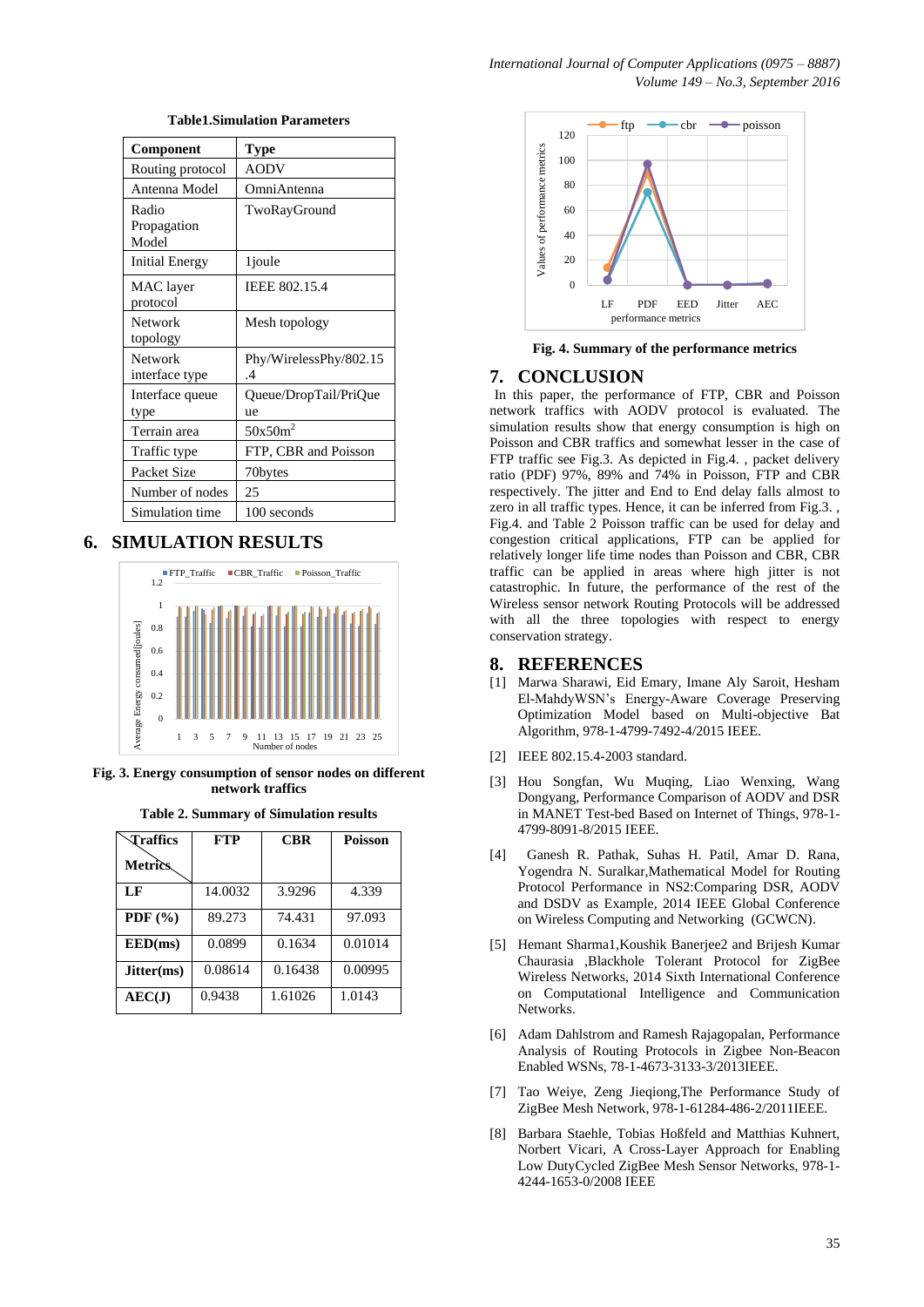**Table1.Simulation Parameters**

| Component | Type |
|---|---|
| Routing protocol | AODV |
| Antenna Model | OmniAntenna |
| Radio Propagation Model | TwoRayGround |
| Initial Energy | 1joule |
| MAC layer protocol | IEEE 802.15.4 |
| Network topology | Mesh topology |
| Network interface type | Phy/WirelessPhy/802.15.4 |
| Interface queue type | Queue/DropTail/PriQueue |
| Terrain area | $50x50m^2$ |
| Traffic type | FTP, CBR and Poisson |
| Packet Size | 70bytes |
| Number of nodes | 25 |
| Simulation time | 100 seconds |

## 6. SIMULATION RESULTS

**Fig. 3. Energy consumption of sensor nodes on different network traffics**

**Table 2. Summary of Simulation results**

| Metrics \ Traffics | FTP | CBR | Poisson |
|---|---|---|---|
| **LF** | 14.0032 | 3.9296 | 4.339 |
| **PDF (%)** | 89.273 | 74.431 | 97.093 |
| **EED(ms)** | 0.0899 | 0.1634 | 0.01014 |
| **Jitter(ms)** | 0.08614 | 0.16438 | 0.00995 |
| **AEC(J)** | 0.9438 | 1.61026 | 1.0143 |

**Fig. 4. Summary of the performance metrics**

## 7. CONCLUSION

In this paper, the performance of FTP, CBR and Poisson network traffics with AODV protocol is evaluated. The simulation results show that energy consumption is high on Poisson and CBR traffics and somewhat lesser in the case of FTP traffic see Fig.3. As depicted in Fig.4. , packet delivery ratio (PDF) 97%, 89% and 74% in Poisson, FTP and CBR respectively. The jitter and End to End delay falls almost to zero in all traffic types. Hence, it can be inferred from Fig.3. , Fig.4. and Table 2 Poisson traffic can be used for delay and congestion critical applications, FTP can be applied for relatively longer life time nodes than Poisson and CBR, CBR traffic can be applied in areas where high jitter is not catastrophic. In future, the performance of the rest of the Wireless sensor network Routing Protocols will be addressed with all the three topologies with respect to energy conservation strategy.

## 8. REFERENCES

[1] Marwa Sharawi, Eid Emary, Imane Aly Saroit, Hesham El-MahdyWSN's Energy-Aware Coverage Preserving Optimization Model based on Multi-objective Bat Algorithm, 978-1-4799-7492-4/2015 IEEE.

[2] IEEE 802.15.4-2003 standard.

[3] Hou Songfan, Wu Muqing, Liao Wenxing, Wang Dongyang, Performance Comparison of AODV and DSR in MANET Test-bed Based on Internet of Things, 978-1-4799-8091-8/2015 IEEE.

[4] Ganesh R. Pathak, Suhas H. Patil, Amar D. Rana, Yogendra N. Suralkar,Mathematical Model for Routing Protocol Performance in NS2:Comparing DSR, AODV and DSDV as Example, 2014 IEEE Global Conference on Wireless Computing and Networking (GCWCN).

[5] Hemant Sharma1,Koushik Banerjee2 and Brijesh Kumar Chaurasia ,Blackhole Tolerant Protocol for ZigBee Wireless Networks, 2014 Sixth International Conference on Computational Intelligence and Communication Networks.

[6] Adam Dahlstrom and Ramesh Rajagopalan, Performance Analysis of Routing Protocols in Zigbee Non-Beacon Enabled WSNs, 78-1-4673-3133-3/2013IEEE.

[7] Tao Weiye, Zeng Jieqiong,The Performance Study of ZigBee Mesh Network, 978-1-61284-486-2/2011IEEE.

[8] Barbara Staehle, Tobias Hoßfeld and Matthias Kuhnert, Norbert Vicari, A Cross-Layer Approach for Enabling Low DutyCycled ZigBee Mesh Sensor Networks, 978-1-4244-1653-0/2008 IEEE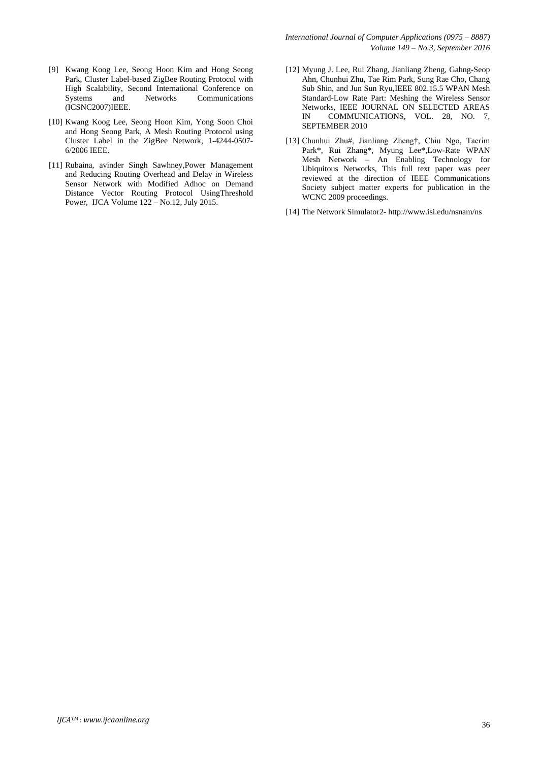[9] Kwang Koog Lee, Seong Hoon Kim and Hong Seong Park, Cluster Label-based ZigBee Routing Protocol with High Scalability, Second International Conference on Systems and Networks Communications (ICSNC2007)IEEE.

[10] Kwang Koog Lee, Seong Hoon Kim, Yong Soon Choi and Hong Seong Park, A Mesh Routing Protocol using Cluster Label in the ZigBee Network, 1-4244-0507-6/2006 IEEE.

[11] Rubaina, avinder Singh Sawhney,Power Management and Reducing Routing Overhead and Delay in Wireless Sensor Network with Modified Adhoc on Demand Distance Vector Routing Protocol UsingThreshold Power, IJCA Volume 122 – No.12, July 2015.

[12] Myung J. Lee, Rui Zhang, Jianliang Zheng, Gahng-Seop Ahn, Chunhui Zhu, Tae Rim Park, Sung Rae Cho, Chang Sub Shin, and Jun Sun Ryu,IEEE 802.15.5 WPAN Mesh Standard-Low Rate Part: Meshing the Wireless Sensor Networks, IEEE JOURNAL ON SELECTED AREAS IN COMMUNICATIONS, VOL. 28, NO. 7, SEPTEMBER 2010

[13] Chunhui Zhu#, Jianliang Zheng†, Chiu Ngo, Taerim Park*, Rui Zhang*, Myung Lee*,Low-Rate WPAN Mesh Network – An Enabling Technology for Ubiquitous Networks, This full text paper was peer reviewed at the direction of IEEE Communications Society subject matter experts for publication in the WCNC 2009 proceedings.

[14] The Network Simulator2- http://www.isi.edu/nsnam/ns